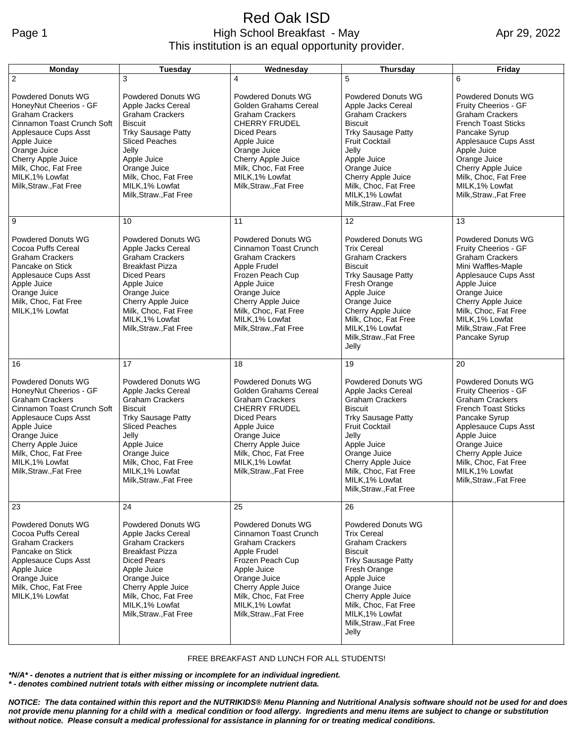# Red Oak ISD

## High School Breakfast - May

Apr 29, 2022

This institution is an equal opportunity provider.

| Monday | Tuesday | Wednesday | Thursday | Friday |
|---|---|---|---|---|
| 2<br><br>Powdered Donuts WG<br>HoneyNut Cheerios - GF<br>Graham Crackers<br>Cinnamon Toast Crunch Soft<br>Applesauce Cups Asst<br>Apple Juice<br>Orange Juice<br>Cherry Apple Juice<br>Milk, Choc, Fat Free<br>MILK,1% Lowfat<br>Milk,Straw.,Fat Free | 3<br><br>Powdered Donuts WG<br>Apple Jacks Cereal<br>Graham Crackers<br>Biscuit<br>Trky Sausage Patty<br>Sliced Peaches<br>Jelly<br>Apple Juice<br>Orange Juice<br>Milk, Choc, Fat Free<br>MILK,1% Lowfat<br>Milk,Straw.,Fat Free | 4<br><br>Powdered Donuts WG<br>Golden Grahams Cereal<br>Graham Crackers<br>CHERRY FRUDEL<br>Diced Pears<br>Apple Juice<br>Orange Juice<br>Cherry Apple Juice<br>Milk, Choc, Fat Free<br>MILK,1% Lowfat<br>Milk,Straw.,Fat Free | 5<br><br>Powdered Donuts WG<br>Apple Jacks Cereal<br>Graham Crackers<br>Biscuit<br>Trky Sausage Patty<br>Fruit Cocktail<br>Jelly<br>Apple Juice<br>Orange Juice<br>Cherry Apple Juice<br>Milk, Choc, Fat Free<br>MILK,1% Lowfat<br>Milk,Straw.,Fat Free | 6<br><br>Powdered Donuts WG<br>Fruity Cheerios - GF<br>Graham Crackers<br>French Toast Sticks<br>Pancake Syrup<br>Applesauce Cups Asst<br>Apple Juice<br>Orange Juice<br>Cherry Apple Juice<br>Milk, Choc, Fat Free<br>MILK,1% Lowfat<br>Milk,Straw.,Fat Free |
| 9<br><br>Powdered Donuts WG<br>Cocoa Puffs Cereal<br>Graham Crackers<br>Pancake on Stick<br>Applesauce Cups Asst<br>Apple Juice<br>Orange Juice<br>Milk, Choc, Fat Free<br>MILK,1% Lowfat | 10<br><br>Powdered Donuts WG<br>Apple Jacks Cereal<br>Graham Crackers<br>Breakfast Pizza<br>Diced Pears<br>Apple Juice<br>Orange Juice<br>Cherry Apple Juice<br>Milk, Choc, Fat Free<br>MILK,1% Lowfat<br>Milk,Straw.,Fat Free | 11<br><br>Powdered Donuts WG<br>Cinnamon Toast Crunch<br>Graham Crackers<br>Apple Frudel<br>Frozen Peach Cup<br>Apple Juice<br>Orange Juice<br>Cherry Apple Juice<br>Milk, Choc, Fat Free<br>MILK,1% Lowfat<br>Milk,Straw.,Fat Free | 12<br><br>Powdered Donuts WG<br>Trix Cereal<br>Graham Crackers<br>Biscuit<br>Trky Sausage Patty<br>Fresh Orange<br>Apple Juice<br>Orange Juice<br>Cherry Apple Juice<br>Milk, Choc, Fat Free<br>MILK,1% Lowfat<br>Milk,Straw.,Fat Free<br>Jelly | 13<br><br>Powdered Donuts WG<br>Fruity Cheerios - GF<br>Graham Crackers<br>Mini Waffles-Maple<br>Applesauce Cups Asst<br>Apple Juice<br>Orange Juice<br>Cherry Apple Juice<br>Milk, Choc, Fat Free<br>MILK,1% Lowfat<br>Milk,Straw.,Fat Free<br>Pancake Syrup |
| 16<br><br>Powdered Donuts WG<br>HoneyNut Cheerios - GF<br>Graham Crackers<br>Cinnamon Toast Crunch Soft<br>Applesauce Cups Asst<br>Apple Juice<br>Orange Juice<br>Cherry Apple Juice<br>Milk, Choc, Fat Free<br>MILK,1% Lowfat<br>Milk,Straw.,Fat Free | 17<br><br>Powdered Donuts WG<br>Apple Jacks Cereal<br>Graham Crackers<br>Biscuit<br>Trky Sausage Patty<br>Sliced Peaches<br>Jelly<br>Apple Juice<br>Orange Juice<br>Milk, Choc, Fat Free<br>MILK,1% Lowfat<br>Milk,Straw.,Fat Free | 18<br><br>Powdered Donuts WG<br>Golden Grahams Cereal<br>Graham Crackers<br>CHERRY FRUDEL<br>Diced Pears<br>Apple Juice<br>Orange Juice<br>Cherry Apple Juice<br>Milk, Choc, Fat Free<br>MILK,1% Lowfat<br>Milk,Straw.,Fat Free | 19<br><br>Powdered Donuts WG<br>Apple Jacks Cereal<br>Graham Crackers<br>Biscuit<br>Trky Sausage Patty<br>Fruit Cocktail<br>Jelly<br>Apple Juice<br>Orange Juice<br>Cherry Apple Juice<br>Milk, Choc, Fat Free<br>MILK,1% Lowfat<br>Milk,Straw.,Fat Free | 20<br><br>Powdered Donuts WG<br>Fruity Cheerios - GF<br>Graham Crackers<br>French Toast Sticks<br>Pancake Syrup<br>Applesauce Cups Asst<br>Apple Juice<br>Orange Juice<br>Cherry Apple Juice<br>Milk, Choc, Fat Free<br>MILK,1% Lowfat<br>Milk,Straw.,Fat Free |
| 23<br><br>Powdered Donuts WG<br>Cocoa Puffs Cereal<br>Graham Crackers<br>Pancake on Stick<br>Applesauce Cups Asst<br>Apple Juice<br>Orange Juice<br>Milk, Choc, Fat Free<br>MILK,1% Lowfat | 24<br><br>Powdered Donuts WG<br>Apple Jacks Cereal<br>Graham Crackers<br>Breakfast Pizza<br>Diced Pears<br>Apple Juice<br>Orange Juice<br>Cherry Apple Juice<br>Milk, Choc, Fat Free<br>MILK,1% Lowfat<br>Milk,Straw.,Fat Free | 25<br><br>Powdered Donuts WG<br>Cinnamon Toast Crunch<br>Graham Crackers<br>Apple Frudel<br>Frozen Peach Cup<br>Apple Juice<br>Orange Juice<br>Cherry Apple Juice<br>Milk, Choc, Fat Free<br>MILK,1% Lowfat<br>Milk,Straw.,Fat Free | 26<br><br>Powdered Donuts WG<br>Trix Cereal<br>Graham Crackers<br>Biscuit<br>Trky Sausage Patty<br>Fresh Orange<br>Apple Juice<br>Orange Juice<br>Cherry Apple Juice<br>Milk, Choc, Fat Free<br>MILK,1% Lowfat<br>Milk,Straw.,Fat Free<br>Jelly | |

FREE BREAKFAST AND LUNCH FOR ALL STUDENTS!

***N/A* - denotes a nutrient that is either missing or incomplete for an individual ingredient.**
***\* - denotes combined nutrient totals with either missing or incomplete nutrient data.***

***NOTICE: The data contained within this report and the NUTRIKIDS® Menu Planning and Nutritional Analysis software should not be used for and does not provide menu planning for a child with a medical condition or food allergy. Ingredients and menu items are subject to change or substitution without notice. Please consult a medical professional for assistance in planning for or treating medical conditions.***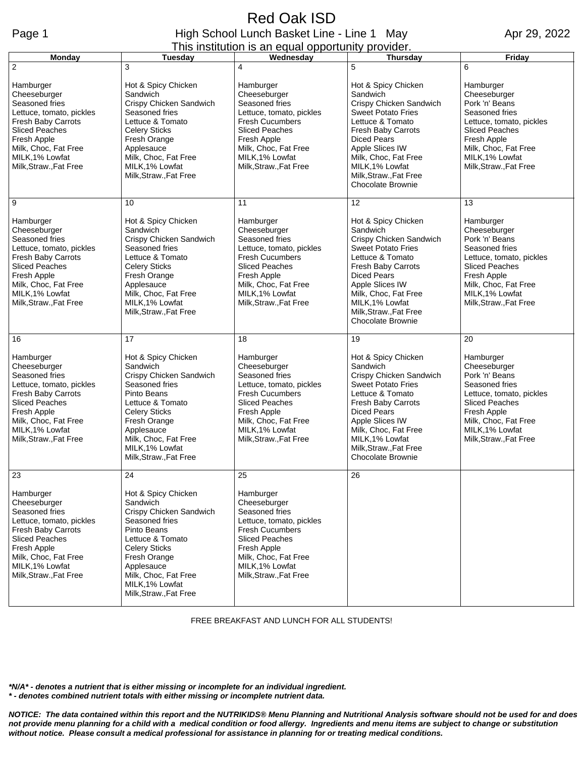# Red Oak ISD

High School Lunch Basket Line - Line 1 May

Apr 29, 2022

This institution is an equal opportunity provider.

| Monday | Tuesday | Wednesday | Thursday | Friday |
|---|---|---|---|---|
| 2<br><br>Hamburger<br>Cheeseburger<br>Seasoned fries<br>Lettuce, tomato, pickles<br>Fresh Baby Carrots<br>Sliced Peaches<br>Fresh Apple<br>Milk, Choc, Fat Free<br>MILK,1% Lowfat<br>Milk,Straw.,Fat Free | 3<br><br>Hot & Spicy Chicken Sandwich<br>Crispy Chicken Sandwich<br>Seasoned fries<br>Lettuce & Tomato<br>Celery Sticks<br>Fresh Orange<br>Applesauce<br>Milk, Choc, Fat Free<br>MILK,1% Lowfat<br>Milk,Straw.,Fat Free | 4<br><br>Hamburger<br>Cheeseburger<br>Seasoned fries<br>Lettuce, tomato, pickles<br>Fresh Cucumbers<br>Sliced Peaches<br>Fresh Apple<br>Milk, Choc, Fat Free<br>MILK,1% Lowfat<br>Milk,Straw.,Fat Free | 5<br><br>Hot & Spicy Chicken Sandwich<br>Crispy Chicken Sandwich<br>Sweet Potato Fries<br>Lettuce & Tomato<br>Fresh Baby Carrots<br>Diced Pears<br>Apple Slices IW<br>Milk, Choc, Fat Free<br>MILK,1% Lowfat<br>Milk,Straw.,Fat Free<br>Chocolate Brownie | 6<br><br>Hamburger<br>Cheeseburger<br>Pork 'n' Beans<br>Seasoned fries<br>Lettuce, tomato, pickles<br>Sliced Peaches<br>Fresh Apple<br>Milk, Choc, Fat Free<br>MILK,1% Lowfat<br>Milk,Straw.,Fat Free |
| 9<br><br>Hamburger<br>Cheeseburger<br>Seasoned fries<br>Lettuce, tomato, pickles<br>Fresh Baby Carrots<br>Sliced Peaches<br>Fresh Apple<br>Milk, Choc, Fat Free<br>MILK,1% Lowfat<br>Milk,Straw.,Fat Free | 10<br><br>Hot & Spicy Chicken Sandwich<br>Crispy Chicken Sandwich<br>Seasoned fries<br>Lettuce & Tomato<br>Celery Sticks<br>Fresh Orange<br>Applesauce<br>Milk, Choc, Fat Free<br>MILK,1% Lowfat<br>Milk,Straw.,Fat Free | 11<br><br>Hamburger<br>Cheeseburger<br>Seasoned fries<br>Lettuce, tomato, pickles<br>Fresh Cucumbers<br>Sliced Peaches<br>Fresh Apple<br>Milk, Choc, Fat Free<br>MILK,1% Lowfat<br>Milk,Straw.,Fat Free | 12<br><br>Hot & Spicy Chicken Sandwich<br>Crispy Chicken Sandwich<br>Sweet Potato Fries<br>Lettuce & Tomato<br>Fresh Baby Carrots<br>Diced Pears<br>Apple Slices IW<br>Milk, Choc, Fat Free<br>MILK,1% Lowfat<br>Milk,Straw.,Fat Free<br>Chocolate Brownie | 13<br><br>Hamburger<br>Cheeseburger<br>Pork 'n' Beans<br>Seasoned fries<br>Lettuce, tomato, pickles<br>Sliced Peaches<br>Fresh Apple<br>Milk, Choc, Fat Free<br>MILK,1% Lowfat<br>Milk,Straw.,Fat Free |
| 16<br><br>Hamburger<br>Cheeseburger<br>Seasoned fries<br>Lettuce, tomato, pickles<br>Fresh Baby Carrots<br>Sliced Peaches<br>Fresh Apple<br>Milk, Choc, Fat Free<br>MILK,1% Lowfat<br>Milk,Straw.,Fat Free | 17<br><br>Hot & Spicy Chicken Sandwich<br>Crispy Chicken Sandwich<br>Seasoned fries<br>Pinto Beans<br>Lettuce & Tomato<br>Celery Sticks<br>Fresh Orange<br>Applesauce<br>Milk, Choc, Fat Free<br>MILK,1% Lowfat<br>Milk,Straw.,Fat Free | 18<br><br>Hamburger<br>Cheeseburger<br>Seasoned fries<br>Lettuce, tomato, pickles<br>Fresh Cucumbers<br>Sliced Peaches<br>Fresh Apple<br>Milk, Choc, Fat Free<br>MILK,1% Lowfat<br>Milk,Straw.,Fat Free | 19<br><br>Hot & Spicy Chicken Sandwich<br>Crispy Chicken Sandwich<br>Sweet Potato Fries<br>Lettuce & Tomato<br>Fresh Baby Carrots<br>Diced Pears<br>Apple Slices IW<br>Milk, Choc, Fat Free<br>MILK,1% Lowfat<br>Milk,Straw.,Fat Free<br>Chocolate Brownie | 20<br><br>Hamburger<br>Cheeseburger<br>Pork 'n' Beans<br>Seasoned fries<br>Lettuce, tomato, pickles<br>Sliced Peaches<br>Fresh Apple<br>Milk, Choc, Fat Free<br>MILK,1% Lowfat<br>Milk,Straw.,Fat Free |
| 23<br><br>Hamburger<br>Cheeseburger<br>Seasoned fries<br>Lettuce, tomato, pickles<br>Fresh Baby Carrots<br>Sliced Peaches<br>Fresh Apple<br>Milk, Choc, Fat Free<br>MILK,1% Lowfat<br>Milk,Straw.,Fat Free | 24<br><br>Hot & Spicy Chicken Sandwich<br>Crispy Chicken Sandwich<br>Seasoned fries<br>Pinto Beans<br>Lettuce & Tomato<br>Celery Sticks<br>Fresh Orange<br>Applesauce<br>Milk, Choc, Fat Free<br>MILK,1% Lowfat<br>Milk,Straw.,Fat Free | 25<br><br>Hamburger<br>Cheeseburger<br>Seasoned fries<br>Lettuce, tomato, pickles<br>Fresh Cucumbers<br>Sliced Peaches<br>Fresh Apple<br>Milk, Choc, Fat Free<br>MILK,1% Lowfat<br>Milk,Straw.,Fat Free | 26 | |

FREE BREAKFAST AND LUNCH FOR ALL STUDENTS!

***N/A* - denotes a nutrient that is either missing or incomplete for an individual ingredient.**
***** - denotes combined nutrient totals with either missing or incomplete nutrient data.**

***NOTICE: The data contained within this report and the NUTRIKIDS® Menu Planning and Nutritional Analysis software should not be used for and does not provide menu planning for a child with a medical condition or food allergy. Ingredients and menu items are subject to change or substitution without notice. Please consult a medical professional for assistance in planning for or treating medical conditions.***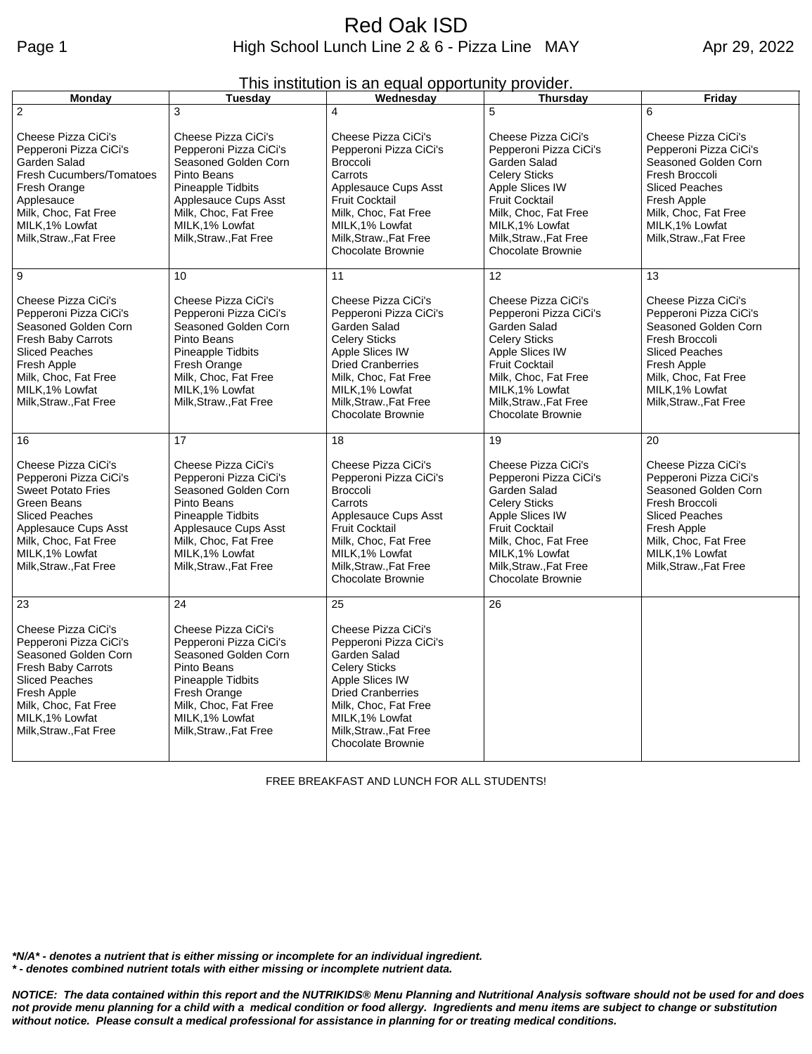# Red Oak ISD

## High School Lunch Line 2 & 6 - Pizza Line MAY

Apr 29, 2022

This institution is an equal opportunity provider.

| Monday | Tuesday | Wednesday | Thursday | Friday |
|---|---|---|---|---|
| 2<br><br>Cheese Pizza CiCi's<br>Pepperoni Pizza CiCi's<br>Garden Salad<br>Fresh Cucumbers/Tomatoes<br>Fresh Orange<br>Applesauce<br>Milk, Choc, Fat Free<br>MILK,1% Lowfat<br>Milk,Straw.,Fat Free | 3<br><br>Cheese Pizza CiCi's<br>Pepperoni Pizza CiCi's<br>Seasoned Golden Corn<br>Pinto Beans<br>Pineapple Tidbits<br>Applesauce Cups Asst<br>Milk, Choc, Fat Free<br>MILK,1% Lowfat<br>Milk,Straw.,Fat Free | 4<br><br>Cheese Pizza CiCi's<br>Pepperoni Pizza CiCi's<br>Broccoli<br>Carrots<br>Applesauce Cups Asst<br>Fruit Cocktail<br>Milk, Choc, Fat Free<br>MILK,1% Lowfat<br>Milk,Straw.,Fat Free<br>Chocolate Brownie | 5<br><br>Cheese Pizza CiCi's<br>Pepperoni Pizza CiCi's<br>Garden Salad<br>Celery Sticks<br>Apple Slices IW<br>Fruit Cocktail<br>Milk, Choc, Fat Free<br>MILK,1% Lowfat<br>Milk,Straw.,Fat Free<br>Chocolate Brownie | 6<br><br>Cheese Pizza CiCi's<br>Pepperoni Pizza CiCi's<br>Seasoned Golden Corn<br>Fresh Broccoli<br>Sliced Peaches<br>Fresh Apple<br>Milk, Choc, Fat Free<br>MILK,1% Lowfat<br>Milk,Straw.,Fat Free |
| 9<br><br>Cheese Pizza CiCi's<br>Pepperoni Pizza CiCi's<br>Seasoned Golden Corn<br>Fresh Baby Carrots<br>Sliced Peaches<br>Fresh Apple<br>Milk, Choc, Fat Free<br>MILK,1% Lowfat<br>Milk,Straw.,Fat Free | 10<br><br>Cheese Pizza CiCi's<br>Pepperoni Pizza CiCi's<br>Seasoned Golden Corn<br>Pinto Beans<br>Pineapple Tidbits<br>Fresh Orange<br>Milk, Choc, Fat Free<br>MILK,1% Lowfat<br>Milk,Straw.,Fat Free | 11<br><br>Cheese Pizza CiCi's<br>Pepperoni Pizza CiCi's<br>Garden Salad<br>Celery Sticks<br>Apple Slices IW<br>Dried Cranberries<br>Milk, Choc, Fat Free<br>MILK,1% Lowfat<br>Milk,Straw.,Fat Free<br>Chocolate Brownie | 12<br><br>Cheese Pizza CiCi's<br>Pepperoni Pizza CiCi's<br>Garden Salad<br>Celery Sticks<br>Apple Slices IW<br>Fruit Cocktail<br>Milk, Choc, Fat Free<br>MILK,1% Lowfat<br>Milk,Straw.,Fat Free<br>Chocolate Brownie | 13<br><br>Cheese Pizza CiCi's<br>Pepperoni Pizza CiCi's<br>Seasoned Golden Corn<br>Fresh Broccoli<br>Sliced Peaches<br>Fresh Apple<br>Milk, Choc, Fat Free<br>MILK,1% Lowfat<br>Milk,Straw.,Fat Free |
| 16<br><br>Cheese Pizza CiCi's<br>Pepperoni Pizza CiCi's<br>Sweet Potato Fries<br>Green Beans<br>Sliced Peaches<br>Applesauce Cups Asst<br>Milk, Choc, Fat Free<br>MILK,1% Lowfat<br>Milk,Straw.,Fat Free | 17<br><br>Cheese Pizza CiCi's<br>Pepperoni Pizza CiCi's<br>Seasoned Golden Corn<br>Pinto Beans<br>Pineapple Tidbits<br>Applesauce Cups Asst<br>Milk, Choc, Fat Free<br>MILK,1% Lowfat<br>Milk,Straw.,Fat Free | 18<br><br>Cheese Pizza CiCi's<br>Pepperoni Pizza CiCi's<br>Broccoli<br>Carrots<br>Applesauce Cups Asst<br>Fruit Cocktail<br>Milk, Choc, Fat Free<br>MILK,1% Lowfat<br>Milk,Straw.,Fat Free<br>Chocolate Brownie | 19<br><br>Cheese Pizza CiCi's<br>Pepperoni Pizza CiCi's<br>Garden Salad<br>Celery Sticks<br>Apple Slices IW<br>Fruit Cocktail<br>Milk, Choc, Fat Free<br>MILK,1% Lowfat<br>Milk,Straw.,Fat Free<br>Chocolate Brownie | 20<br><br>Cheese Pizza CiCi's<br>Pepperoni Pizza CiCi's<br>Seasoned Golden Corn<br>Fresh Broccoli<br>Sliced Peaches<br>Fresh Apple<br>Milk, Choc, Fat Free<br>MILK,1% Lowfat<br>Milk,Straw.,Fat Free |
| 23<br><br>Cheese Pizza CiCi's<br>Pepperoni Pizza CiCi's<br>Seasoned Golden Corn<br>Fresh Baby Carrots<br>Sliced Peaches<br>Fresh Apple<br>Milk, Choc, Fat Free<br>MILK,1% Lowfat<br>Milk,Straw.,Fat Free | 24<br><br>Cheese Pizza CiCi's<br>Pepperoni Pizza CiCi's<br>Seasoned Golden Corn<br>Pinto Beans<br>Pineapple Tidbits<br>Fresh Orange<br>Milk, Choc, Fat Free<br>MILK,1% Lowfat<br>Milk,Straw.,Fat Free | 25<br><br>Cheese Pizza CiCi's<br>Pepperoni Pizza CiCi's<br>Garden Salad<br>Celery Sticks<br>Apple Slices IW<br>Dried Cranberries<br>Milk, Choc, Fat Free<br>MILK,1% Lowfat<br>Milk,Straw.,Fat Free<br>Chocolate Brownie | 26 | |

FREE BREAKFAST AND LUNCH FOR ALL STUDENTS!

***N/A* - denotes a nutrient that is either missing or incomplete for an individual ingredient.**

***\* - denotes combined nutrient totals with either missing or incomplete nutrient data.***

***NOTICE: The data contained within this report and the NUTRIKIDS® Menu Planning and Nutritional Analysis software should not be used for and does not provide menu planning for a child with a medical condition or food allergy. Ingredients and menu items are subject to change or substitution without notice. Please consult a medical professional for assistance in planning for or treating medical conditions.***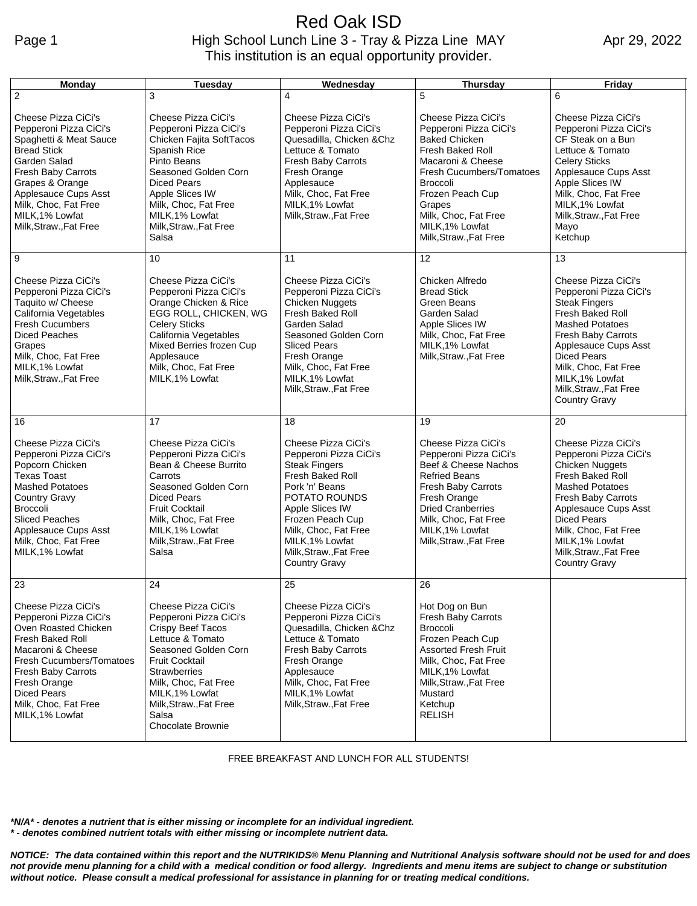# Red Oak ISD

## High School Lunch Line 3 - Tray & Pizza Line MAY

Apr 29, 2022

This institution is an equal opportunity provider.

| Monday | Tuesday | Wednesday | Thursday | Friday |
|---|---|---|---|---|
| 2<br><br>Cheese Pizza CiCi's<br>Pepperoni Pizza CiCi's<br>Spaghetti & Meat Sauce<br>Bread Stick<br>Garden Salad<br>Fresh Baby Carrots<br>Grapes & Orange<br>Applesauce Cups Asst<br>Milk, Choc, Fat Free<br>MILK,1% Lowfat<br>Milk,Straw.,Fat Free | 3<br><br>Cheese Pizza CiCi's<br>Pepperoni Pizza CiCi's<br>Chicken Fajita SoftTacos<br>Spanish Rice<br>Pinto Beans<br>Seasoned Golden Corn<br>Diced Pears<br>Apple Slices IW<br>Milk, Choc, Fat Free<br>MILK,1% Lowfat<br>Milk,Straw.,Fat Free<br>Salsa | 4<br><br>Cheese Pizza CiCi's<br>Pepperoni Pizza CiCi's<br>Quesadilla, Chicken &Chz<br>Lettuce & Tomato<br>Fresh Baby Carrots<br>Fresh Orange<br>Applesauce<br>Milk, Choc, Fat Free<br>MILK,1% Lowfat<br>Milk,Straw.,Fat Free | 5<br><br>Cheese Pizza CiCi's<br>Pepperoni Pizza CiCi's<br>Baked Chicken<br>Fresh Baked Roll<br>Macaroni & Cheese<br>Fresh Cucumbers/Tomatoes<br>Broccoli<br>Frozen Peach Cup<br>Grapes<br>Milk, Choc, Fat Free<br>MILK,1% Lowfat<br>Milk,Straw.,Fat Free | 6<br><br>Cheese Pizza CiCi's<br>Pepperoni Pizza CiCi's<br>CF Steak on a Bun<br>Lettuce & Tomato<br>Celery Sticks<br>Applesauce Cups Asst<br>Apple Slices IW<br>Milk, Choc, Fat Free<br>MILK,1% Lowfat<br>Milk,Straw.,Fat Free<br>Mayo<br>Ketchup |
| 9<br><br>Cheese Pizza CiCi's<br>Pepperoni Pizza CiCi's<br>Taquito w/ Cheese<br>California Vegetables<br>Fresh Cucumbers<br>Diced Peaches<br>Grapes<br>Milk, Choc, Fat Free<br>MILK,1% Lowfat<br>Milk,Straw.,Fat Free | 10<br><br>Cheese Pizza CiCi's<br>Pepperoni Pizza CiCi's<br>Orange Chicken & Rice<br>EGG ROLL, CHICKEN, WG<br>Celery Sticks<br>California Vegetables<br>Mixed Berries frozen Cup<br>Applesauce<br>Milk, Choc, Fat Free<br>MILK,1% Lowfat | 11<br><br>Cheese Pizza CiCi's<br>Pepperoni Pizza CiCi's<br>Chicken Nuggets<br>Fresh Baked Roll<br>Garden Salad<br>Seasoned Golden Corn<br>Sliced Pears<br>Fresh Orange<br>Milk, Choc, Fat Free<br>MILK,1% Lowfat<br>Milk,Straw.,Fat Free | 12<br><br>Chicken Alfredo<br>Bread Stick<br>Green Beans<br>Garden Salad<br>Apple Slices IW<br>Milk, Choc, Fat Free<br>MILK,1% Lowfat<br>Milk,Straw.,Fat Free | 13<br><br>Cheese Pizza CiCi's<br>Pepperoni Pizza CiCi's<br>Steak Fingers<br>Fresh Baked Roll<br>Mashed Potatoes<br>Fresh Baby Carrots<br>Applesauce Cups Asst<br>Diced Pears<br>Milk, Choc, Fat Free<br>MILK,1% Lowfat<br>Milk,Straw.,Fat Free<br>Country Gravy |
| 16<br><br>Cheese Pizza CiCi's<br>Pepperoni Pizza CiCi's<br>Popcorn Chicken<br>Texas Toast<br>Mashed Potatoes<br>Country Gravy<br>Broccoli<br>Sliced Peaches<br>Applesauce Cups Asst<br>Milk, Choc, Fat Free<br>MILK,1% Lowfat | 17<br><br>Cheese Pizza CiCi's<br>Pepperoni Pizza CiCi's<br>Bean & Cheese Burrito<br>Carrots<br>Seasoned Golden Corn<br>Diced Pears<br>Fruit Cocktail<br>Milk, Choc, Fat Free<br>MILK,1% Lowfat<br>Milk,Straw.,Fat Free<br>Salsa | 18<br><br>Cheese Pizza CiCi's<br>Pepperoni Pizza CiCi's<br>Steak Fingers<br>Fresh Baked Roll<br>Pork 'n' Beans<br>POTATO ROUNDS<br>Apple Slices IW<br>Frozen Peach Cup<br>Milk, Choc, Fat Free<br>MILK,1% Lowfat<br>Milk,Straw.,Fat Free<br>Country Gravy | 19<br><br>Cheese Pizza CiCi's<br>Pepperoni Pizza CiCi's<br>Beef & Cheese Nachos<br>Refried Beans<br>Fresh Baby Carrots<br>Fresh Orange<br>Dried Cranberries<br>Milk, Choc, Fat Free<br>MILK,1% Lowfat<br>Milk,Straw.,Fat Free | 20<br><br>Cheese Pizza CiCi's<br>Pepperoni Pizza CiCi's<br>Chicken Nuggets<br>Fresh Baked Roll<br>Mashed Potatoes<br>Fresh Baby Carrots<br>Applesauce Cups Asst<br>Diced Pears<br>Milk, Choc, Fat Free<br>MILK,1% Lowfat<br>Milk,Straw.,Fat Free<br>Country Gravy |
| 23<br><br>Cheese Pizza CiCi's<br>Pepperoni Pizza CiCi's<br>Oven Roasted Chicken<br>Fresh Baked Roll<br>Macaroni & Cheese<br>Fresh Cucumbers/Tomatoes<br>Fresh Baby Carrots<br>Fresh Orange<br>Diced Pears<br>Milk, Choc, Fat Free<br>MILK,1% Lowfat | 24<br><br>Cheese Pizza CiCi's<br>Pepperoni Pizza CiCi's<br>Crispy Beef Tacos<br>Lettuce & Tomato<br>Seasoned Golden Corn<br>Fruit Cocktail<br>Strawberries<br>Milk, Choc, Fat Free<br>MILK,1% Lowfat<br>Milk,Straw.,Fat Free<br>Salsa<br>Chocolate Brownie | 25<br><br>Cheese Pizza CiCi's<br>Pepperoni Pizza CiCi's<br>Quesadilla, Chicken &Chz<br>Lettuce & Tomato<br>Fresh Baby Carrots<br>Fresh Orange<br>Applesauce<br>Milk, Choc, Fat Free<br>MILK,1% Lowfat<br>Milk,Straw.,Fat Free | 26<br><br>Hot Dog on Bun<br>Fresh Baby Carrots<br>Broccoli<br>Frozen Peach Cup<br>Assorted Fresh Fruit<br>Milk, Choc, Fat Free<br>MILK,1% Lowfat<br>Milk,Straw.,Fat Free<br>Mustard<br>Ketchup<br>RELISH | |

FREE BREAKFAST AND LUNCH FOR ALL STUDENTS!

***N/A* - denotes a nutrient that is either missing or incomplete for an individual ingredient.**
***\* - denotes combined nutrient totals with either missing or incomplete nutrient data.***

***NOTICE: The data contained within this report and the NUTRIKIDS® Menu Planning and Nutritional Analysis software should not be used for and does not provide menu planning for a child with a medical condition or food allergy. Ingredients and menu items are subject to change or substitution without notice. Please consult a medical professional for assistance in planning for or treating medical conditions.***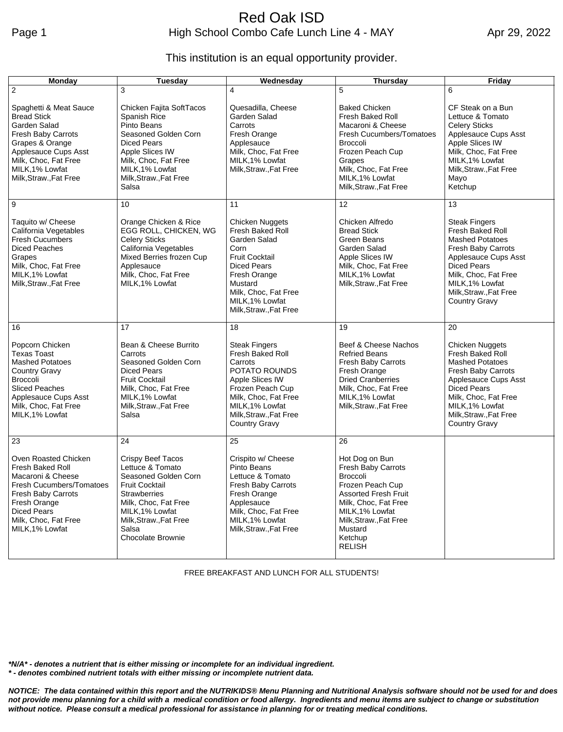# Red Oak ISD

## High School Combo Cafe Lunch Line 4 - MAY

Apr 29, 2022

This institution is an equal opportunity provider.

| Monday | Tuesday | Wednesday | Thursday | Friday |
|---|---|---|---|---|
| 2<br><br>Spaghetti & Meat Sauce<br>Bread Stick<br>Garden Salad<br>Fresh Baby Carrots<br>Grapes & Orange<br>Applesauce Cups Asst<br>Milk, Choc, Fat Free<br>MILK,1% Lowfat<br>Milk,Straw.,Fat Free | 3<br><br>Chicken Fajita SoftTacos<br>Spanish Rice<br>Pinto Beans<br>Seasoned Golden Corn<br>Diced Pears<br>Apple Slices IW<br>Milk, Choc, Fat Free<br>MILK,1% Lowfat<br>Milk,Straw.,Fat Free<br>Salsa | 4<br><br>Quesadilla, Cheese<br>Garden Salad<br>Carrots<br>Fresh Orange<br>Applesauce<br>Milk, Choc, Fat Free<br>MILK,1% Lowfat<br>Milk,Straw.,Fat Free | 5<br><br>Baked Chicken<br>Fresh Baked Roll<br>Macaroni & Cheese<br>Fresh Cucumbers/Tomatoes<br>Broccoli<br>Frozen Peach Cup<br>Grapes<br>Milk, Choc, Fat Free<br>MILK,1% Lowfat<br>Milk,Straw.,Fat Free | 6<br><br>CF Steak on a Bun<br>Lettuce & Tomato<br>Celery Sticks<br>Applesauce Cups Asst<br>Apple Slices IW<br>Milk, Choc, Fat Free<br>MILK,1% Lowfat<br>Milk,Straw.,Fat Free<br>Mayo<br>Ketchup |
| 9<br><br>Taquito w/ Cheese<br>California Vegetables<br>Fresh Cucumbers<br>Diced Peaches<br>Grapes<br>Milk, Choc, Fat Free<br>MILK,1% Lowfat<br>Milk,Straw.,Fat Free | 10<br><br>Orange Chicken & Rice<br>EGG ROLL, CHICKEN, WG<br>Celery Sticks<br>California Vegetables<br>Mixed Berries frozen Cup<br>Applesauce<br>Milk, Choc, Fat Free<br>MILK,1% Lowfat | 11<br><br>Chicken Nuggets<br>Fresh Baked Roll<br>Garden Salad<br>Corn<br>Fruit Cocktail<br>Diced Pears<br>Fresh Orange<br>Mustard<br>Milk, Choc, Fat Free<br>MILK,1% Lowfat<br>Milk,Straw.,Fat Free | 12<br><br>Chicken Alfredo<br>Bread Stick<br>Green Beans<br>Garden Salad<br>Apple Slices IW<br>Milk, Choc, Fat Free<br>MILK,1% Lowfat<br>Milk,Straw.,Fat Free | 13<br><br>Steak Fingers<br>Fresh Baked Roll<br>Mashed Potatoes<br>Fresh Baby Carrots<br>Applesauce Cups Asst<br>Diced Pears<br>Milk, Choc, Fat Free<br>MILK,1% Lowfat<br>Milk,Straw.,Fat Free<br>Country Gravy |
| 16<br><br>Popcorn Chicken<br>Texas Toast<br>Mashed Potatoes<br>Country Gravy<br>Broccoli<br>Sliced Peaches<br>Applesauce Cups Asst<br>Milk, Choc, Fat Free<br>MILK,1% Lowfat | 17<br><br>Bean & Cheese Burrito<br>Carrots<br>Seasoned Golden Corn<br>Diced Pears<br>Fruit Cocktail<br>Milk, Choc, Fat Free<br>MILK,1% Lowfat<br>Milk,Straw.,Fat Free<br>Salsa | 18<br><br>Steak Fingers<br>Fresh Baked Roll<br>Carrots<br>POTATO ROUNDS<br>Apple Slices IW<br>Frozen Peach Cup<br>Milk, Choc, Fat Free<br>MILK,1% Lowfat<br>Milk,Straw.,Fat Free<br>Country Gravy | 19<br><br>Beef & Cheese Nachos<br>Refried Beans<br>Fresh Baby Carrots<br>Fresh Orange<br>Dried Cranberries<br>Milk, Choc, Fat Free<br>MILK,1% Lowfat<br>Milk,Straw.,Fat Free | 20<br><br>Chicken Nuggets<br>Fresh Baked Roll<br>Mashed Potatoes<br>Fresh Baby Carrots<br>Applesauce Cups Asst<br>Diced Pears<br>Milk, Choc, Fat Free<br>MILK,1% Lowfat<br>Milk,Straw.,Fat Free<br>Country Gravy |
| 23<br><br>Oven Roasted Chicken<br>Fresh Baked Roll<br>Macaroni & Cheese<br>Fresh Cucumbers/Tomatoes<br>Fresh Baby Carrots<br>Fresh Orange<br>Diced Pears<br>Milk, Choc, Fat Free<br>MILK,1% Lowfat | 24<br><br>Crispy Beef Tacos<br>Lettuce & Tomato<br>Seasoned Golden Corn<br>Fruit Cocktail<br>Strawberries<br>Milk, Choc, Fat Free<br>MILK,1% Lowfat<br>Milk,Straw.,Fat Free<br>Salsa<br>Chocolate Brownie | 25<br><br>Crispito w/ Cheese<br>Pinto Beans<br>Lettuce & Tomato<br>Fresh Baby Carrots<br>Fresh Orange<br>Applesauce<br>Milk, Choc, Fat Free<br>MILK,1% Lowfat<br>Milk,Straw.,Fat Free | 26<br><br>Hot Dog on Bun<br>Fresh Baby Carrots<br>Broccoli<br>Frozen Peach Cup<br>Assorted Fresh Fruit<br>Milk, Choc, Fat Free<br>MILK,1% Lowfat<br>Milk,Straw.,Fat Free<br>Mustard<br>Ketchup<br>RELISH | |

FREE BREAKFAST AND LUNCH FOR ALL STUDENTS!

***N/A* - denotes a nutrient that is either missing or incomplete for an individual ingredient.**
***\* - denotes combined nutrient totals with either missing or incomplete nutrient data.***

***NOTICE: The data contained within this report and the NUTRIKIDS® Menu Planning and Nutritional Analysis software should not be used for and does not provide menu planning for a child with a medical condition or food allergy. Ingredients and menu items are subject to change or substitution without notice. Please consult a medical professional for assistance in planning for or treating medical conditions.***